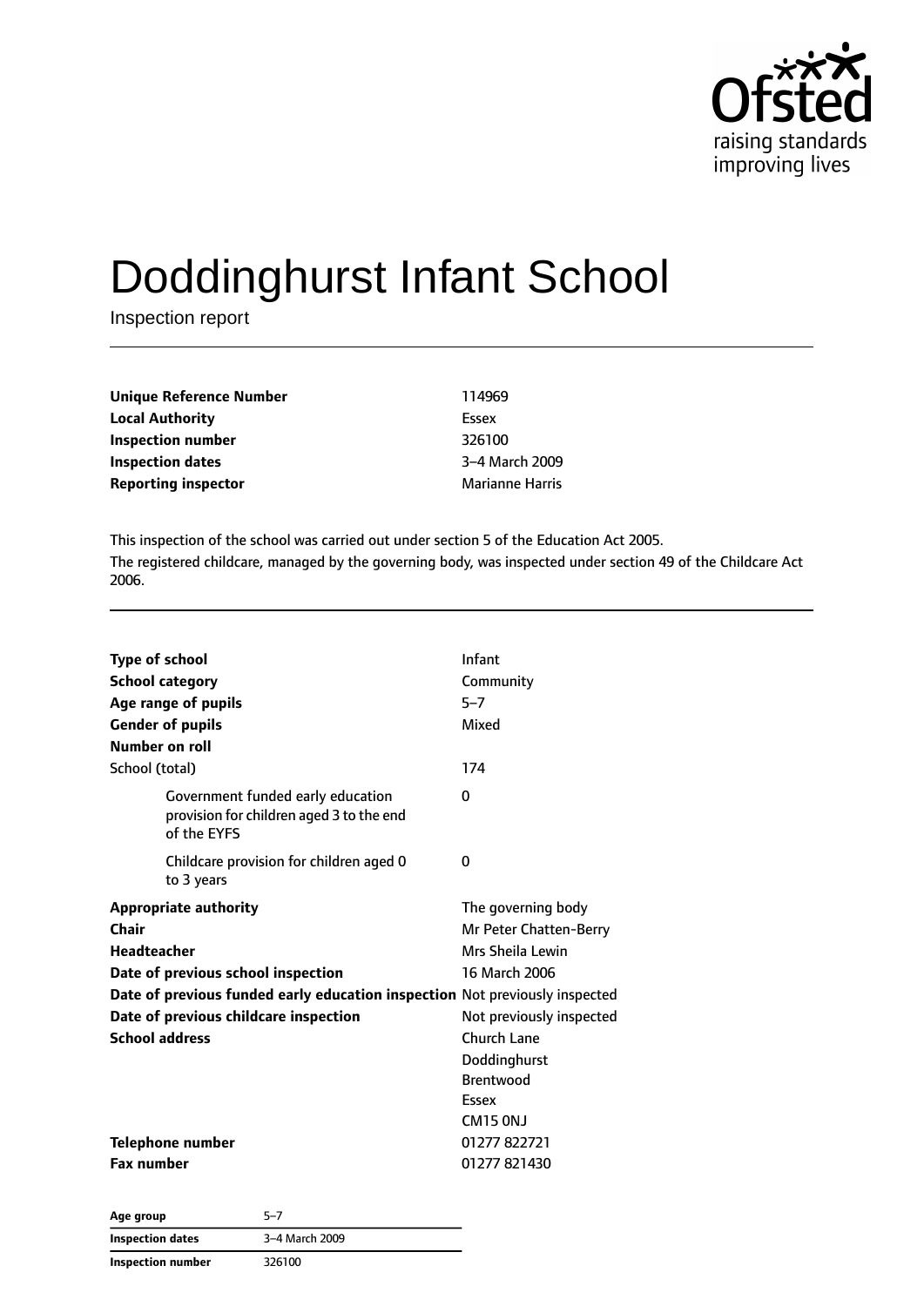# Doddinghurst Infant School

Inspection report

| | |
|---|---|
| **Unique Reference Number** | 114969 |
| **Local Authority** | Essex |
| **Inspection number** | 326100 |
| **Inspection dates** | 3–4 March 2009 |
| **Reporting inspector** | Marianne Harris |

This inspection of the school was carried out under section 5 of the Education Act 2005.

The registered childcare, managed by the governing body, was inspected under section 49 of the Childcare Act 2006.

| | |
|---|---|
| **Type of school** | Infant |
| **School category** | Community |
| **Age range of pupils** | 5–7 |
| **Gender of pupils** | Mixed |
| **Number on roll** | |
| School (total) | 174 |
| Government funded early education provision for children aged 3 to the end of the EYFS | 0 |
| Childcare provision for children aged 0 to 3 years | 0 |
| **Appropriate authority** | The governing body |
| **Chair** | Mr Peter Chatten-Berry |
| **Headteacher** | Mrs Sheila Lewin |
| **Date of previous school inspection** | 16 March 2006 |
| **Date of previous funded early education inspection** | Not previously inspected |
| **Date of previous childcare inspection** | Not previously inspected |
| **School address** | Church Lane<br>Doddinghurst<br>Brentwood<br>Essex<br>CM15 0NJ |
| **Telephone number** | 01277 822721 |
| **Fax number** | 01277 821430 |

| Age group | 5–7 |
|---|---|
| **Inspection dates** | 3–4 March 2009 |
| **Inspection number** | 326100 |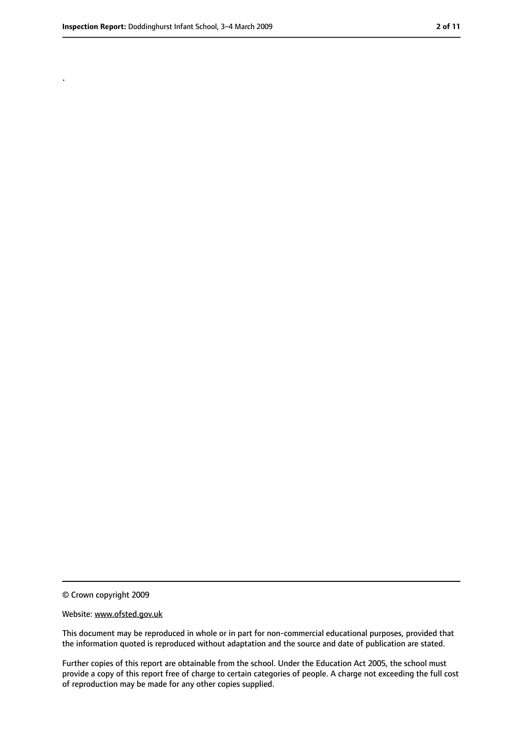.

© Crown copyright 2009

Website: www.ofsted.gov.uk

This document may be reproduced in whole or in part for non-commercial educational purposes, provided that the information quoted is reproduced without adaptation and the source and date of publication are stated.

Further copies of this report are obtainable from the school. Under the Education Act 2005, the school must provide a copy of this report free of charge to certain categories of people. A charge not exceeding the full cost of reproduction may be made for any other copies supplied.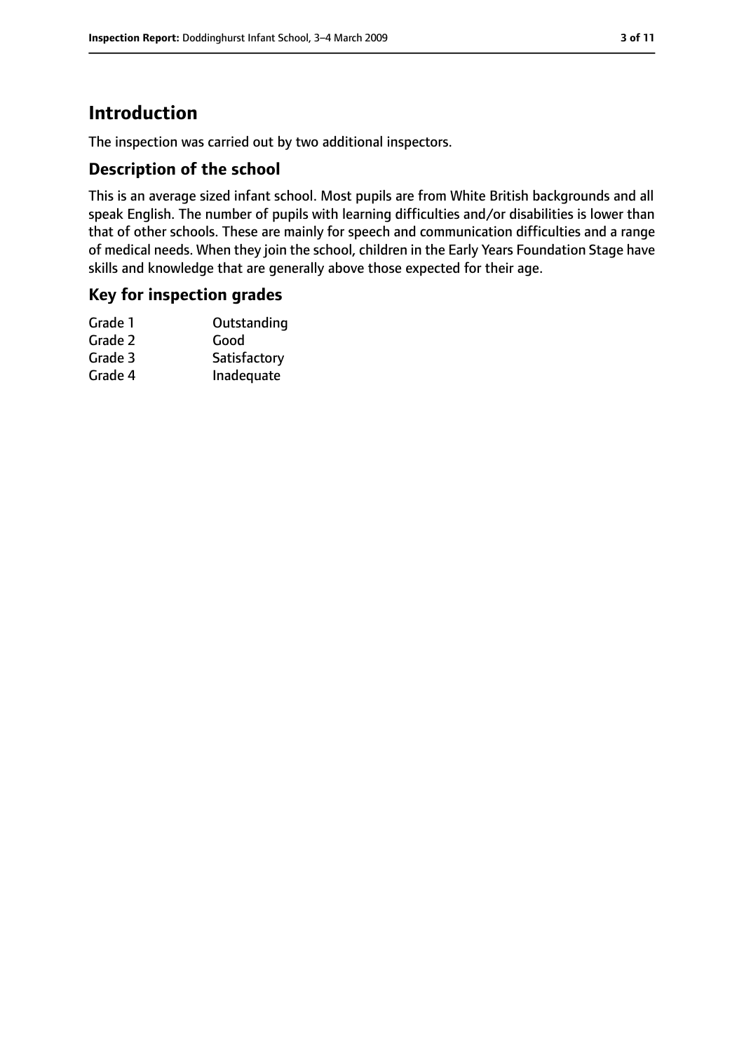# Introduction

The inspection was carried out by two additional inspectors.

## Description of the school

This is an average sized infant school. Most pupils are from White British backgrounds and all speak English. The number of pupils with learning difficulties and/or disabilities is lower than that of other schools. These are mainly for speech and communication difficulties and a range of medical needs. When they join the school, children in the Early Years Foundation Stage have skills and knowledge that are generally above those expected for their age.

## Key for inspection grades

| | |
|---|---|
| Grade 1 | Outstanding |
| Grade 2 | Good |
| Grade 3 | Satisfactory |
| Grade 4 | Inadequate |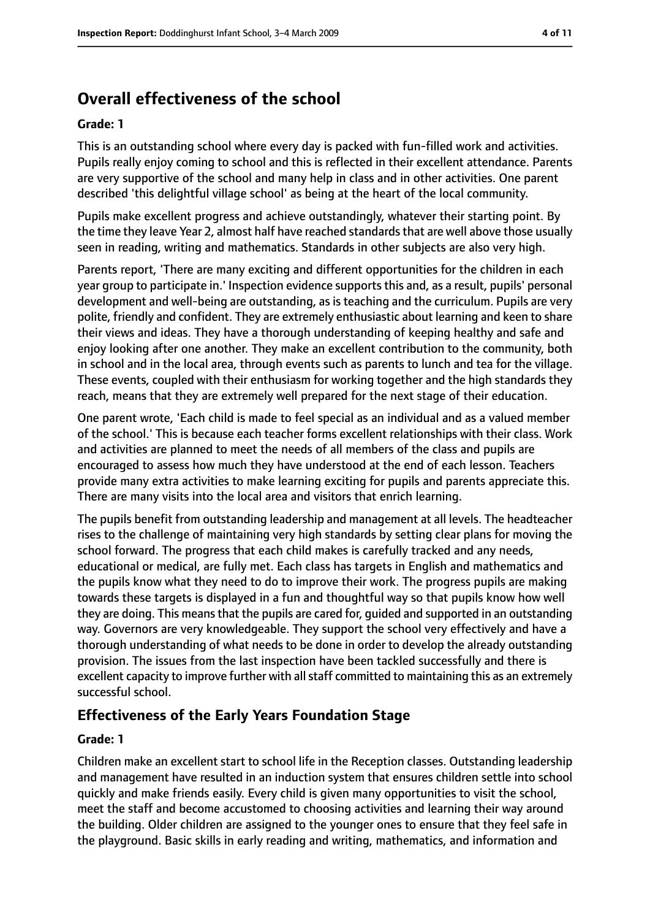## Overall effectiveness of the school

**Grade: 1**

This is an outstanding school where every day is packed with fun-filled work and activities. Pupils really enjoy coming to school and this is reflected in their excellent attendance. Parents are very supportive of the school and many help in class and in other activities. One parent described 'this delightful village school' as being at the heart of the local community.

Pupils make excellent progress and achieve outstandingly, whatever their starting point. By the time they leave Year 2, almost half have reached standards that are well above those usually seen in reading, writing and mathematics. Standards in other subjects are also very high.

Parents report, 'There are many exciting and different opportunities for the children in each year group to participate in.' Inspection evidence supports this and, as a result, pupils' personal development and well-being are outstanding, as is teaching and the curriculum. Pupils are very polite, friendly and confident. They are extremely enthusiastic about learning and keen to share their views and ideas. They have a thorough understanding of keeping healthy and safe and enjoy looking after one another. They make an excellent contribution to the community, both in school and in the local area, through events such as parents to lunch and tea for the village. These events, coupled with their enthusiasm for working together and the high standards they reach, means that they are extremely well prepared for the next stage of their education.

One parent wrote, 'Each child is made to feel special as an individual and as a valued member of the school.' This is because each teacher forms excellent relationships with their class. Work and activities are planned to meet the needs of all members of the class and pupils are encouraged to assess how much they have understood at the end of each lesson. Teachers provide many extra activities to make learning exciting for pupils and parents appreciate this. There are many visits into the local area and visitors that enrich learning.

The pupils benefit from outstanding leadership and management at all levels. The headteacher rises to the challenge of maintaining very high standards by setting clear plans for moving the school forward. The progress that each child makes is carefully tracked and any needs, educational or medical, are fully met. Each class has targets in English and mathematics and the pupils know what they need to do to improve their work. The progress pupils are making towards these targets is displayed in a fun and thoughtful way so that pupils know how well they are doing. This means that the pupils are cared for, guided and supported in an outstanding way. Governors are very knowledgeable. They support the school very effectively and have a thorough understanding of what needs to be done in order to develop the already outstanding provision. The issues from the last inspection have been tackled successfully and there is excellent capacity to improve further with all staff committed to maintaining this as an extremely successful school.

### Effectiveness of the Early Years Foundation Stage

**Grade: 1**

Children make an excellent start to school life in the Reception classes. Outstanding leadership and management have resulted in an induction system that ensures children settle into school quickly and make friends easily. Every child is given many opportunities to visit the school, meet the staff and become accustomed to choosing activities and learning their way around the building. Older children are assigned to the younger ones to ensure that they feel safe in the playground. Basic skills in early reading and writing, mathematics, and information and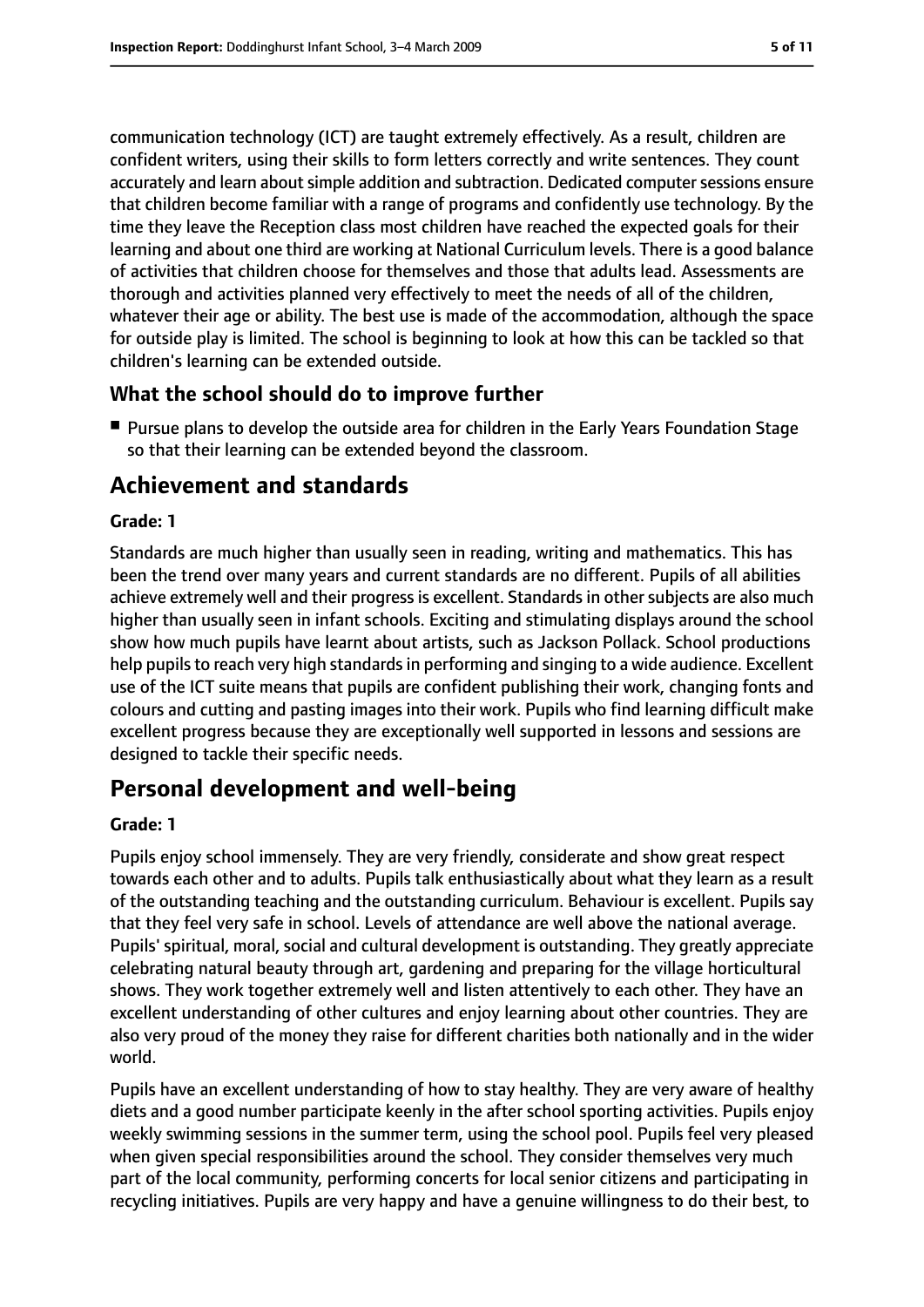communication technology (ICT) are taught extremely effectively. As a result, children are confident writers, using their skills to form letters correctly and write sentences. They count accurately and learn about simple addition and subtraction. Dedicated computer sessions ensure that children become familiar with a range of programs and confidently use technology. By the time they leave the Reception class most children have reached the expected goals for their learning and about one third are working at National Curriculum levels. There is a good balance of activities that children choose for themselves and those that adults lead. Assessments are thorough and activities planned very effectively to meet the needs of all of the children, whatever their age or ability. The best use is made of the accommodation, although the space for outside play is limited. The school is beginning to look at how this can be tackled so that children's learning can be extended outside.

### What the school should do to improve further

- Pursue plans to develop the outside area for children in the Early Years Foundation Stage so that their learning can be extended beyond the classroom.

## Achievement and standards

**Grade: 1**

Standards are much higher than usually seen in reading, writing and mathematics. This has been the trend over many years and current standards are no different. Pupils of all abilities achieve extremely well and their progress is excellent. Standards in other subjects are also much higher than usually seen in infant schools. Exciting and stimulating displays around the school show how much pupils have learnt about artists, such as Jackson Pollack. School productions help pupils to reach very high standards in performing and singing to a wide audience. Excellent use of the ICT suite means that pupils are confident publishing their work, changing fonts and colours and cutting and pasting images into their work. Pupils who find learning difficult make excellent progress because they are exceptionally well supported in lessons and sessions are designed to tackle their specific needs.

## Personal development and well-being

**Grade: 1**

Pupils enjoy school immensely. They are very friendly, considerate and show great respect towards each other and to adults. Pupils talk enthusiastically about what they learn as a result of the outstanding teaching and the outstanding curriculum. Behaviour is excellent. Pupils say that they feel very safe in school. Levels of attendance are well above the national average. Pupils' spiritual, moral, social and cultural development is outstanding. They greatly appreciate celebrating natural beauty through art, gardening and preparing for the village horticultural shows. They work together extremely well and listen attentively to each other. They have an excellent understanding of other cultures and enjoy learning about other countries. They are also very proud of the money they raise for different charities both nationally and in the wider world.

Pupils have an excellent understanding of how to stay healthy. They are very aware of healthy diets and a good number participate keenly in the after school sporting activities. Pupils enjoy weekly swimming sessions in the summer term, using the school pool. Pupils feel very pleased when given special responsibilities around the school. They consider themselves very much part of the local community, performing concerts for local senior citizens and participating in recycling initiatives. Pupils are very happy and have a genuine willingness to do their best, to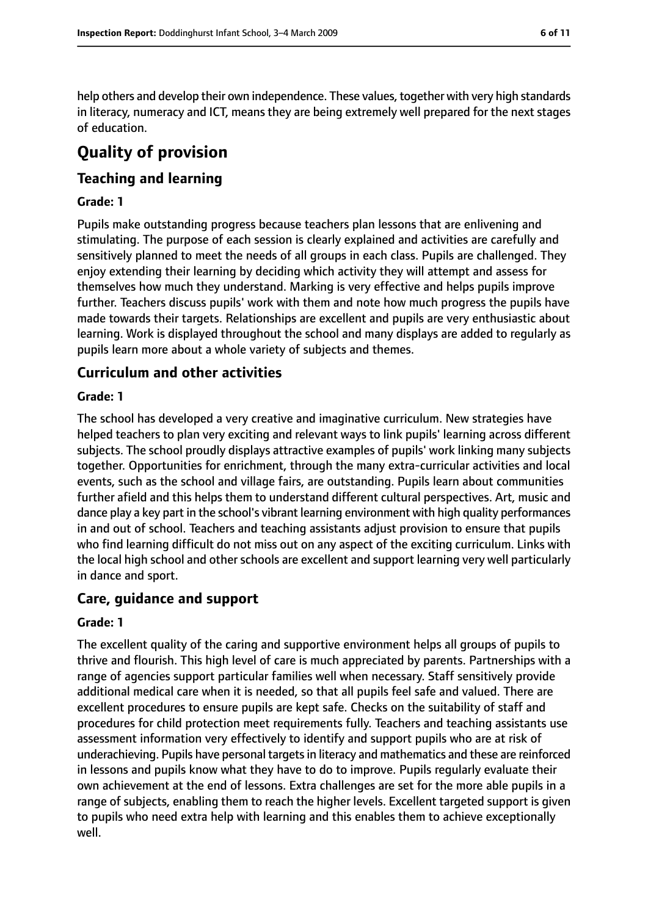help others and develop their own independence. These values, together with very high standards in literacy, numeracy and ICT, means they are being extremely well prepared for the next stages of education.

# Quality of provision

## Teaching and learning

**Grade: 1**

Pupils make outstanding progress because teachers plan lessons that are enlivening and stimulating. The purpose of each session is clearly explained and activities are carefully and sensitively planned to meet the needs of all groups in each class. Pupils are challenged. They enjoy extending their learning by deciding which activity they will attempt and assess for themselves how much they understand. Marking is very effective and helps pupils improve further. Teachers discuss pupils' work with them and note how much progress the pupils have made towards their targets. Relationships are excellent and pupils are very enthusiastic about learning. Work is displayed throughout the school and many displays are added to regularly as pupils learn more about a whole variety of subjects and themes.

## Curriculum and other activities

**Grade: 1**

The school has developed a very creative and imaginative curriculum. New strategies have helped teachers to plan very exciting and relevant ways to link pupils' learning across different subjects. The school proudly displays attractive examples of pupils' work linking many subjects together. Opportunities for enrichment, through the many extra-curricular activities and local events, such as the school and village fairs, are outstanding. Pupils learn about communities further afield and this helps them to understand different cultural perspectives. Art, music and dance play a key part in the school's vibrant learning environment with high quality performances in and out of school. Teachers and teaching assistants adjust provision to ensure that pupils who find learning difficult do not miss out on any aspect of the exciting curriculum. Links with the local high school and other schools are excellent and support learning very well particularly in dance and sport.

## Care, guidance and support

**Grade: 1**

The excellent quality of the caring and supportive environment helps all groups of pupils to thrive and flourish. This high level of care is much appreciated by parents. Partnerships with a range of agencies support particular families well when necessary. Staff sensitively provide additional medical care when it is needed, so that all pupils feel safe and valued. There are excellent procedures to ensure pupils are kept safe. Checks on the suitability of staff and procedures for child protection meet requirements fully. Teachers and teaching assistants use assessment information very effectively to identify and support pupils who are at risk of underachieving. Pupils have personal targets in literacy and mathematics and these are reinforced in lessons and pupils know what they have to do to improve. Pupils regularly evaluate their own achievement at the end of lessons. Extra challenges are set for the more able pupils in a range of subjects, enabling them to reach the higher levels. Excellent targeted support is given to pupils who need extra help with learning and this enables them to achieve exceptionally well.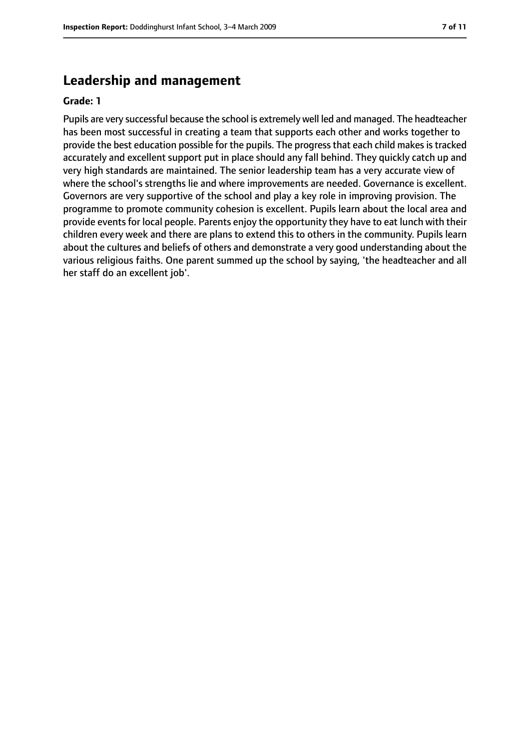## Leadership and management

**Grade: 1**

Pupils are very successful because the school is extremely well led and managed. The headteacher has been most successful in creating a team that supports each other and works together to provide the best education possible for the pupils. The progress that each child makes is tracked accurately and excellent support put in place should any fall behind. They quickly catch up and very high standards are maintained. The senior leadership team has a very accurate view of where the school's strengths lie and where improvements are needed. Governance is excellent. Governors are very supportive of the school and play a key role in improving provision. The programme to promote community cohesion is excellent. Pupils learn about the local area and provide events for local people. Parents enjoy the opportunity they have to eat lunch with their children every week and there are plans to extend this to others in the community. Pupils learn about the cultures and beliefs of others and demonstrate a very good understanding about the various religious faiths. One parent summed up the school by saying, 'the headteacher and all her staff do an excellent job'.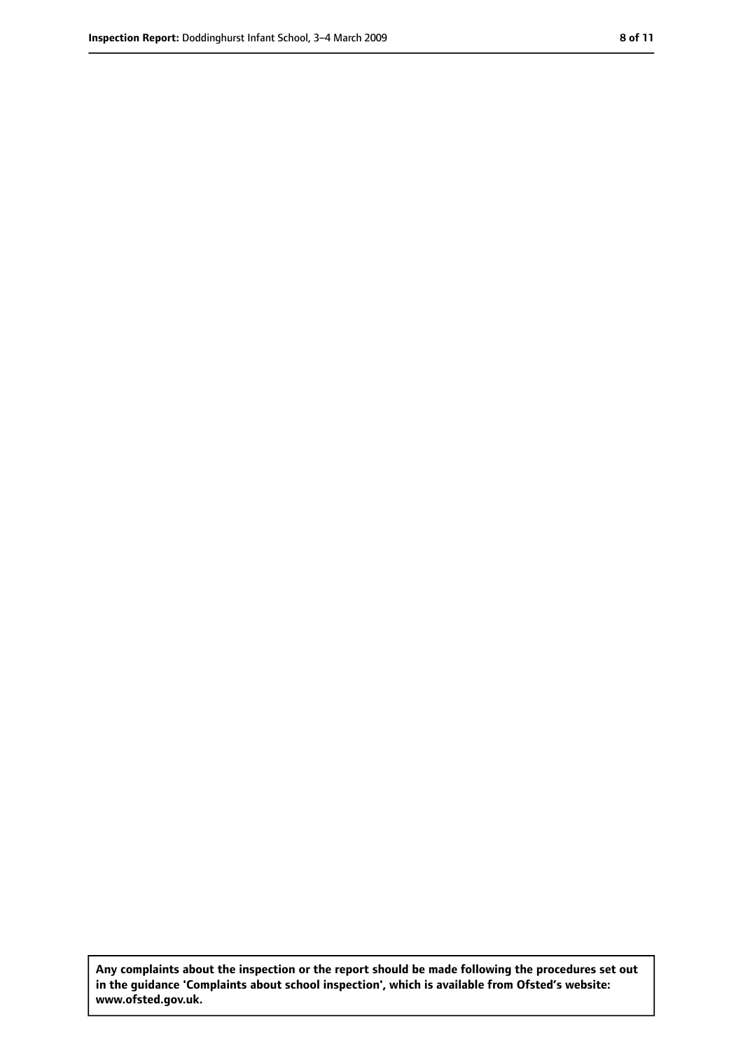**Any complaints about the inspection or the report should be made following the procedures set out in the guidance 'Complaints about school inspection', which is available from Ofsted's website: www.ofsted.gov.uk.**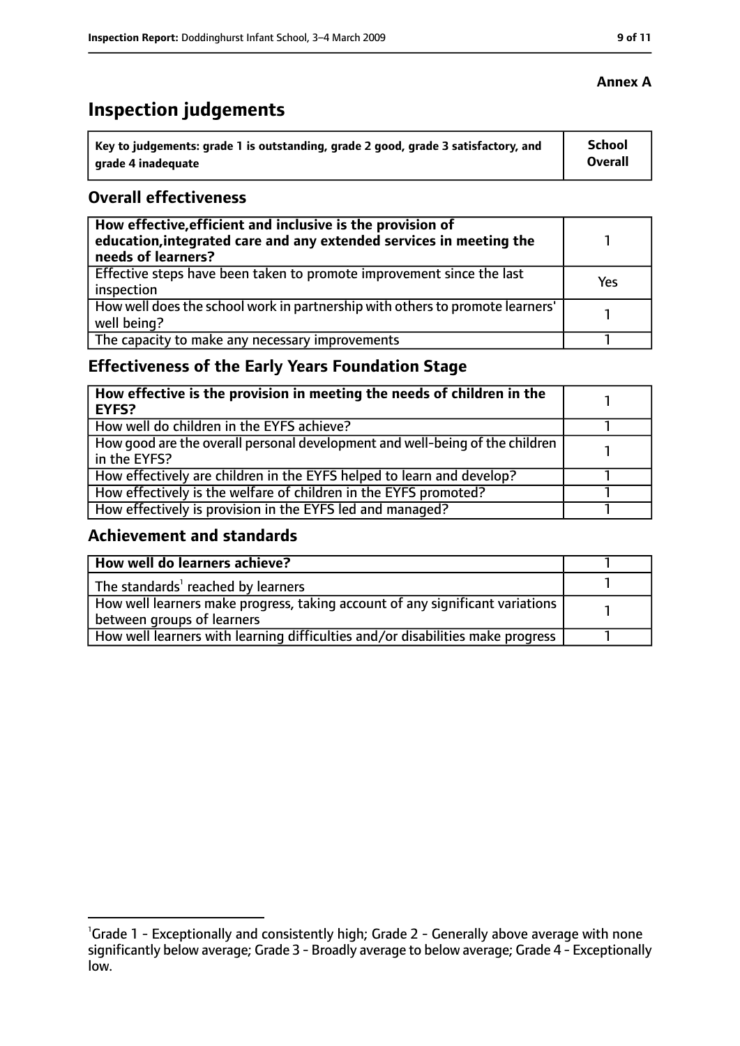**Annex A**

# Inspection judgements

| Key to judgements: grade 1 is outstanding, grade 2 good, grade 3 satisfactory, and grade 4 inadequate | School Overall |
|---|---|

## Overall effectiveness

| | |
|---|---|
| **How effective, efficient and inclusive is the provision of education, integrated care and any extended services in meeting the needs of learners?** | 1 |
| Effective steps have been taken to promote improvement since the last inspection | Yes |
| How well does the school work in partnership with others to promote learners' well being? | 1 |
| The capacity to make any necessary improvements | 1 |

## Effectiveness of the Early Years Foundation Stage

| | |
|---|---|
| **How effective is the provision in meeting the needs of children in the EYFS?** | 1 |
| How well do children in the EYFS achieve? | 1 |
| How good are the overall personal development and well-being of the children in the EYFS? | 1 |
| How effectively are children in the EYFS helped to learn and develop? | 1 |
| How effectively is the welfare of children in the EYFS promoted? | 1 |
| How effectively is provision in the EYFS led and managed? | 1 |

## Achievement and standards

| | |
|---|---|
| **How well do learners achieve?** | 1 |
| The standards[1] reached by learners | 1 |
| How well learners make progress, taking account of any significant variations between groups of learners | 1 |
| How well learners with learning difficulties and/or disabilities make progress | 1 |

[1]Grade 1 - Exceptionally and consistently high; Grade 2 - Generally above average with none significantly below average; Grade 3 - Broadly average to below average; Grade 4 - Exceptionally low.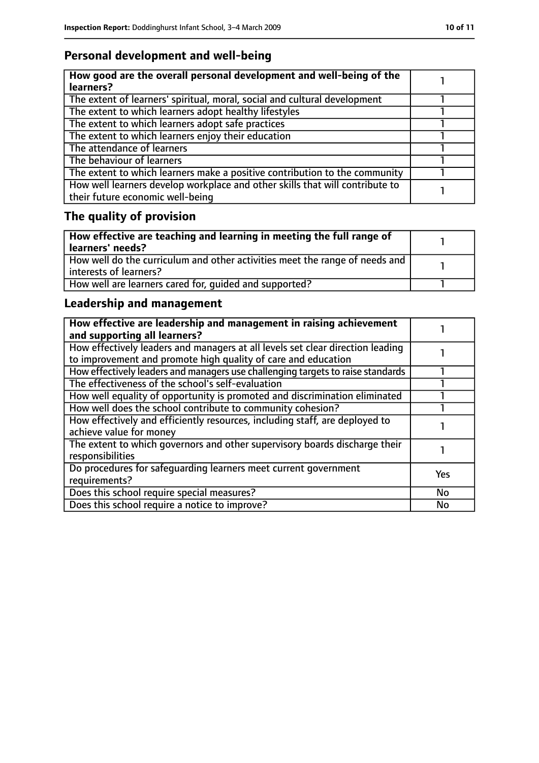## Personal development and well-being

| How good are the overall personal development and well-being of the learners? | 1 |
| --- | --- |
| The extent of learners' spiritual, moral, social and cultural development | 1 |
| The extent to which learners adopt healthy lifestyles | 1 |
| The extent to which learners adopt safe practices | 1 |
| The extent to which learners enjoy their education | 1 |
| The attendance of learners | 1 |
| The behaviour of learners | 1 |
| The extent to which learners make a positive contribution to the community | 1 |
| How well learners develop workplace and other skills that will contribute to their future economic well-being | 1 |

## The quality of provision

| How effective are teaching and learning in meeting the full range of learners' needs? | 1 |
| --- | --- |
| How well do the curriculum and other activities meet the range of needs and interests of learners? | 1 |
| How well are learners cared for, guided and supported? | 1 |

## Leadership and management

| How effective are leadership and management in raising achievement and supporting all learners? | 1 |
| --- | --- |
| How effectively leaders and managers at all levels set clear direction leading to improvement and promote high quality of care and education | 1 |
| How effectively leaders and managers use challenging targets to raise standards | 1 |
| The effectiveness of the school's self-evaluation | 1 |
| How well equality of opportunity is promoted and discrimination eliminated | 1 |
| How well does the school contribute to community cohesion? | 1 |
| How effectively and efficiently resources, including staff, are deployed to achieve value for money | 1 |
| The extent to which governors and other supervisory boards discharge their responsibilities | 1 |
| Do procedures for safeguarding learners meet current government requirements? | Yes |
| Does this school require special measures? | No |
| Does this school require a notice to improve? | No |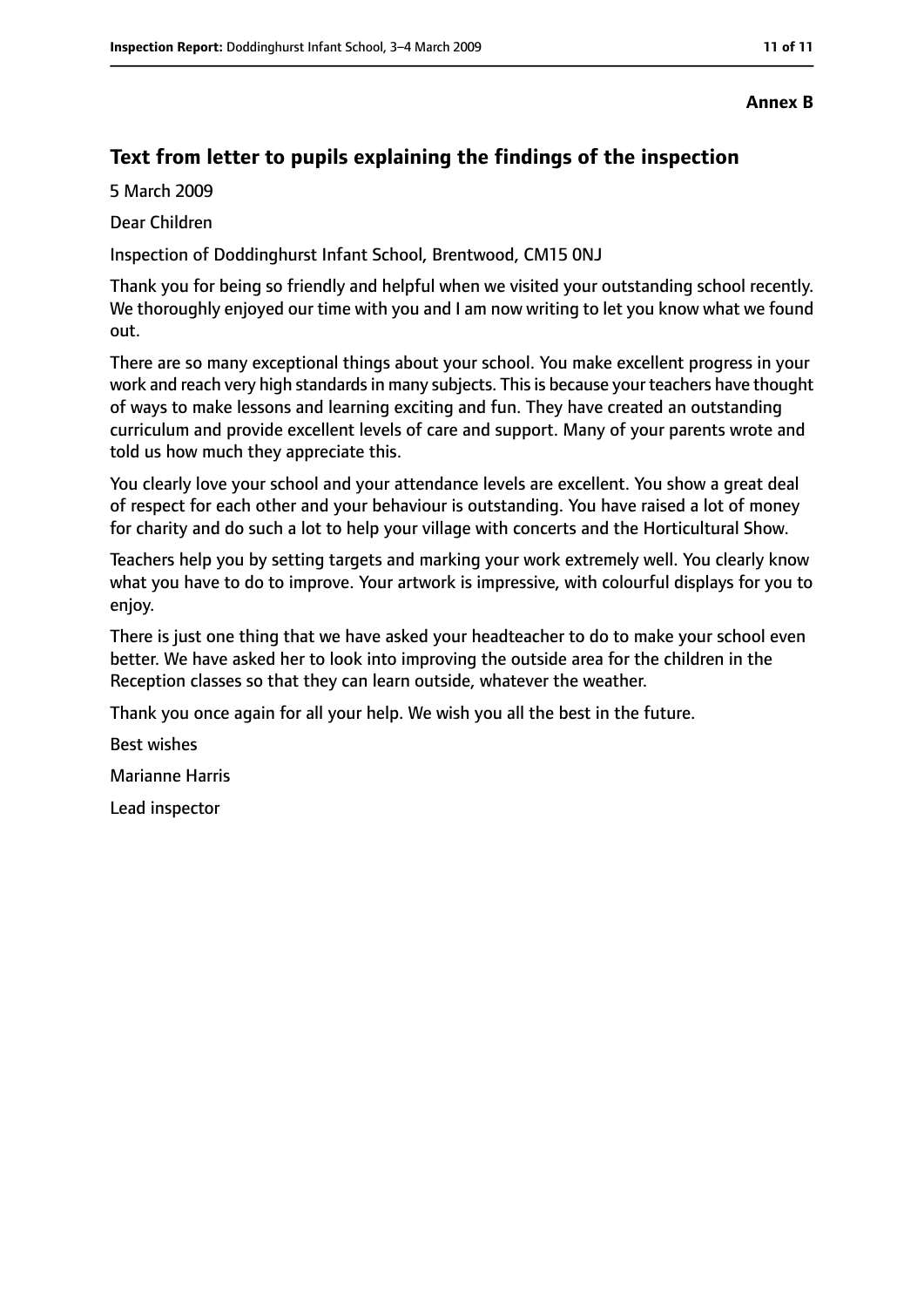**Annex B**

## Text from letter to pupils explaining the findings of the inspection

5 March 2009

Dear Children

Inspection of Doddinghurst Infant School, Brentwood, CM15 0NJ

Thank you for being so friendly and helpful when we visited your outstanding school recently. We thoroughly enjoyed our time with you and I am now writing to let you know what we found out.

There are so many exceptional things about your school. You make excellent progress in your work and reach very high standards in many subjects. This is because your teachers have thought of ways to make lessons and learning exciting and fun. They have created an outstanding curriculum and provide excellent levels of care and support. Many of your parents wrote and told us how much they appreciate this.

You clearly love your school and your attendance levels are excellent. You show a great deal of respect for each other and your behaviour is outstanding. You have raised a lot of money for charity and do such a lot to help your village with concerts and the Horticultural Show.

Teachers help you by setting targets and marking your work extremely well. You clearly know what you have to do to improve. Your artwork is impressive, with colourful displays for you to enjoy.

There is just one thing that we have asked your headteacher to do to make your school even better. We have asked her to look into improving the outside area for the children in the Reception classes so that they can learn outside, whatever the weather.

Thank you once again for all your help. We wish you all the best in the future.

Best wishes

Marianne Harris

Lead inspector